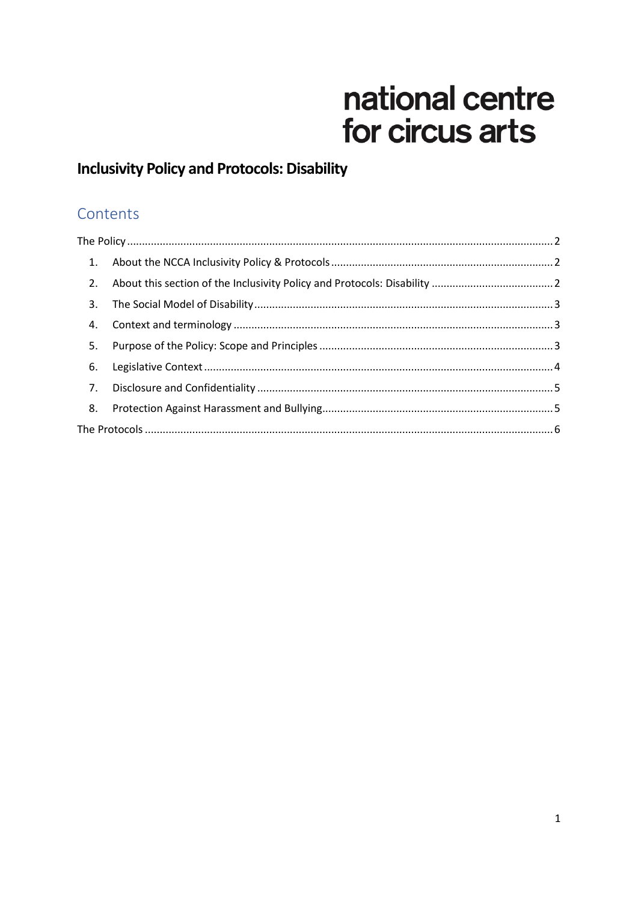national centre
for circus arts

# Inclusivity Policy and Protocols: Disability

## Contents

The Policy ..... 2

1. About the NCCA Inclusivity Policy & Protocols ..... 2
2. About this section of the Inclusivity Policy and Protocols: Disability ..... 2
3. The Social Model of Disability ..... 3
4. Context and terminology ..... 3
5. Purpose of the Policy: Scope and Principles ..... 3
6. Legislative Context ..... 4
7. Disclosure and Confidentiality ..... 5
8. Protection Against Harassment and Bullying ..... 5

The Protocols ..... 6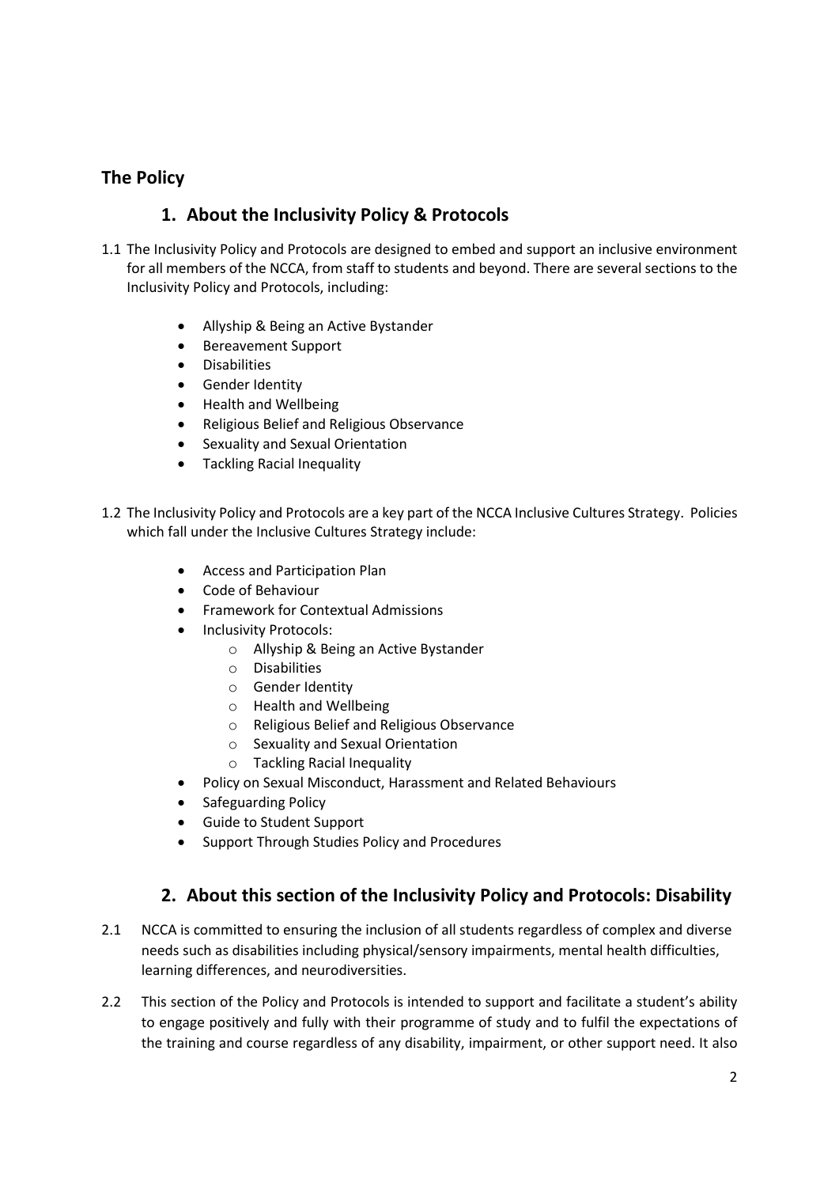## The Policy

### 1. About the Inclusivity Policy & Protocols

1.1 The Inclusivity Policy and Protocols are designed to embed and support an inclusive environment for all members of the NCCA, from staff to students and beyond. There are several sections to the Inclusivity Policy and Protocols, including:

- Allyship & Being an Active Bystander
- Bereavement Support
- Disabilities
- Gender Identity
- Health and Wellbeing
- Religious Belief and Religious Observance
- Sexuality and Sexual Orientation
- Tackling Racial Inequality

1.2 The Inclusivity Policy and Protocols are a key part of the NCCA Inclusive Cultures Strategy. Policies which fall under the Inclusive Cultures Strategy include:

- Access and Participation Plan
- Code of Behaviour
- Framework for Contextual Admissions
- Inclusivity Protocols:
  - Allyship & Being an Active Bystander
  - Disabilities
  - Gender Identity
  - Health and Wellbeing
  - Religious Belief and Religious Observance
  - Sexuality and Sexual Orientation
  - Tackling Racial Inequality
- Policy on Sexual Misconduct, Harassment and Related Behaviours
- Safeguarding Policy
- Guide to Student Support
- Support Through Studies Policy and Procedures

### 2. About this section of the Inclusivity Policy and Protocols: Disability

2.1 NCCA is committed to ensuring the inclusion of all students regardless of complex and diverse needs such as disabilities including physical/sensory impairments, mental health difficulties, learning differences, and neurodiversities.

2.2 This section of the Policy and Protocols is intended to support and facilitate a student's ability to engage positively and fully with their programme of study and to fulfil the expectations of the training and course regardless of any disability, impairment, or other support need. It also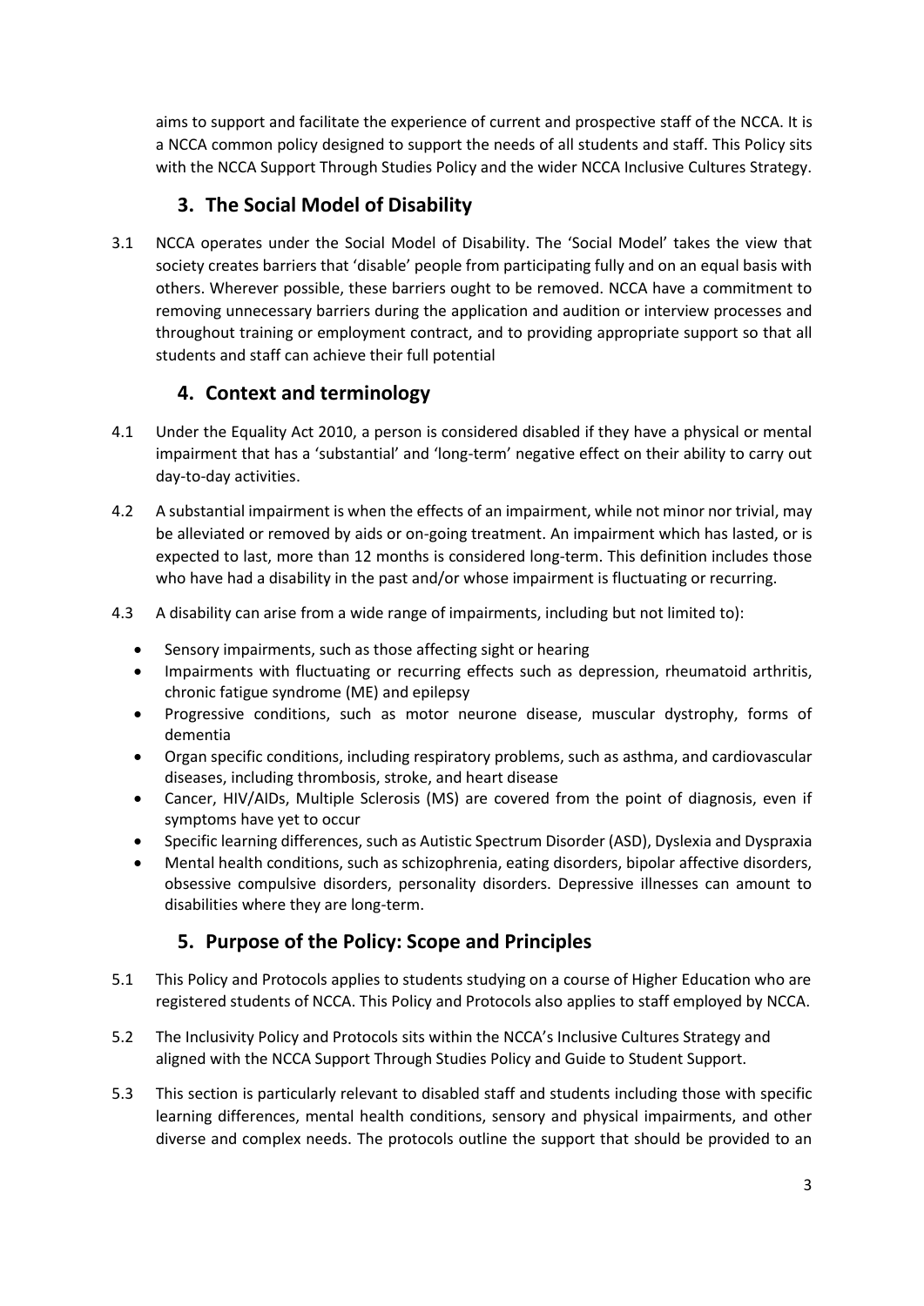aims to support and facilitate the experience of current and prospective staff of the NCCA. It is a NCCA common policy designed to support the needs of all students and staff. This Policy sits with the NCCA Support Through Studies Policy and the wider NCCA Inclusive Cultures Strategy.

## 3. The Social Model of Disability

3.1 NCCA operates under the Social Model of Disability. The 'Social Model' takes the view that society creates barriers that 'disable' people from participating fully and on an equal basis with others. Wherever possible, these barriers ought to be removed. NCCA have a commitment to removing unnecessary barriers during the application and audition or interview processes and throughout training or employment contract, and to providing appropriate support so that all students and staff can achieve their full potential

## 4. Context and terminology

4.1 Under the Equality Act 2010, a person is considered disabled if they have a physical or mental impairment that has a 'substantial' and 'long-term' negative effect on their ability to carry out day-to-day activities.

4.2 A substantial impairment is when the effects of an impairment, while not minor nor trivial, may be alleviated or removed by aids or on-going treatment. An impairment which has lasted, or is expected to last, more than 12 months is considered long-term. This definition includes those who have had a disability in the past and/or whose impairment is fluctuating or recurring.

4.3 A disability can arise from a wide range of impairments, including but not limited to):

- Sensory impairments, such as those affecting sight or hearing
- Impairments with fluctuating or recurring effects such as depression, rheumatoid arthritis, chronic fatigue syndrome (ME) and epilepsy
- Progressive conditions, such as motor neurone disease, muscular dystrophy, forms of dementia
- Organ specific conditions, including respiratory problems, such as asthma, and cardiovascular diseases, including thrombosis, stroke, and heart disease
- Cancer, HIV/AIDs, Multiple Sclerosis (MS) are covered from the point of diagnosis, even if symptoms have yet to occur
- Specific learning differences, such as Autistic Spectrum Disorder (ASD), Dyslexia and Dyspraxia
- Mental health conditions, such as schizophrenia, eating disorders, bipolar affective disorders, obsessive compulsive disorders, personality disorders. Depressive illnesses can amount to disabilities where they are long-term.

## 5. Purpose of the Policy: Scope and Principles

5.1 This Policy and Protocols applies to students studying on a course of Higher Education who are registered students of NCCA. This Policy and Protocols also applies to staff employed by NCCA.

5.2 The Inclusivity Policy and Protocols sits within the NCCA's Inclusive Cultures Strategy and aligned with the NCCA Support Through Studies Policy and Guide to Student Support.

5.3 This section is particularly relevant to disabled staff and students including those with specific learning differences, mental health conditions, sensory and physical impairments, and other diverse and complex needs. The protocols outline the support that should be provided to an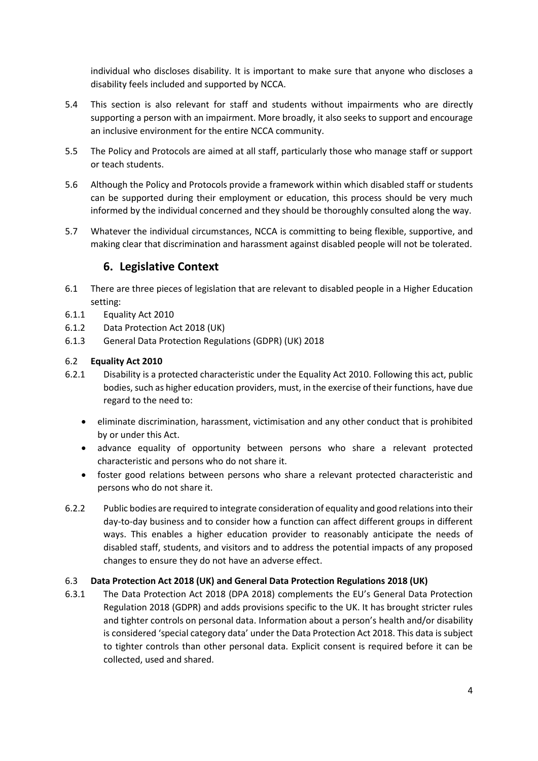individual who discloses disability. It is important to make sure that anyone who discloses a disability feels included and supported by NCCA.

5.4 This section is also relevant for staff and students without impairments who are directly supporting a person with an impairment. More broadly, it also seeks to support and encourage an inclusive environment for the entire NCCA community.

5.5 The Policy and Protocols are aimed at all staff, particularly those who manage staff or support or teach students.

5.6 Although the Policy and Protocols provide a framework within which disabled staff or students can be supported during their employment or education, this process should be very much informed by the individual concerned and they should be thoroughly consulted along the way.

5.7 Whatever the individual circumstances, NCCA is committing to being flexible, supportive, and making clear that discrimination and harassment against disabled people will not be tolerated.

## 6. Legislative Context

6.1 There are three pieces of legislation that are relevant to disabled people in a Higher Education setting:

6.1.1 Equality Act 2010

6.1.2 Data Protection Act 2018 (UK)

6.1.3 General Data Protection Regulations (GDPR) (UK) 2018

6.2 **Equality Act 2010**

6.2.1 Disability is a protected characteristic under the Equality Act 2010. Following this act, public bodies, such as higher education providers, must, in the exercise of their functions, have due regard to the need to:

- eliminate discrimination, harassment, victimisation and any other conduct that is prohibited by or under this Act.
- advance equality of opportunity between persons who share a relevant protected characteristic and persons who do not share it.
- foster good relations between persons who share a relevant protected characteristic and persons who do not share it.

6.2.2 Public bodies are required to integrate consideration of equality and good relations into their day-to-day business and to consider how a function can affect different groups in different ways. This enables a higher education provider to reasonably anticipate the needs of disabled staff, students, and visitors and to address the potential impacts of any proposed changes to ensure they do not have an adverse effect.

6.3 **Data Protection Act 2018 (UK) and General Data Protection Regulations 2018 (UK)**

6.3.1 The Data Protection Act 2018 (DPA 2018) complements the EU's General Data Protection Regulation 2018 (GDPR) and adds provisions specific to the UK. It has brought stricter rules and tighter controls on personal data. Information about a person's health and/or disability is considered 'special category data' under the Data Protection Act 2018. This data is subject to tighter controls than other personal data. Explicit consent is required before it can be collected, used and shared.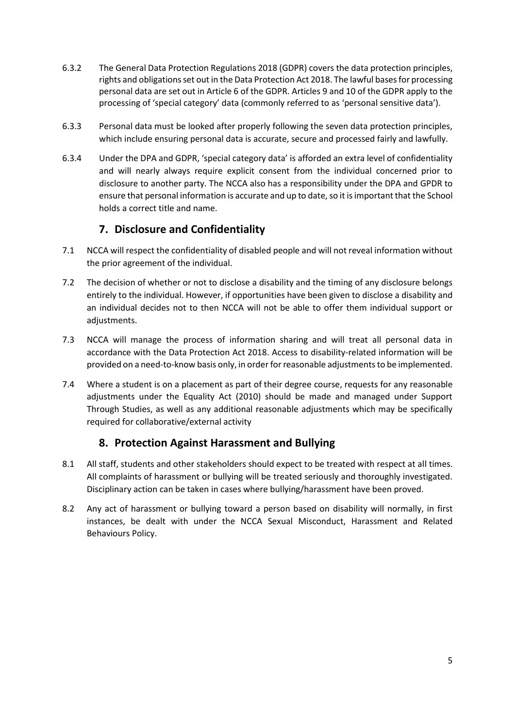6.3.2 The General Data Protection Regulations 2018 (GDPR) covers the data protection principles, rights and obligations set out in the Data Protection Act 2018. The lawful bases for processing personal data are set out in Article 6 of the GDPR. Articles 9 and 10 of the GDPR apply to the processing of 'special category' data (commonly referred to as 'personal sensitive data').

6.3.3 Personal data must be looked after properly following the seven data protection principles, which include ensuring personal data is accurate, secure and processed fairly and lawfully.

6.3.4 Under the DPA and GDPR, 'special category data' is afforded an extra level of confidentiality and will nearly always require explicit consent from the individual concerned prior to disclosure to another party. The NCCA also has a responsibility under the DPA and GPDR to ensure that personal information is accurate and up to date, so it is important that the School holds a correct title and name.

## 7. Disclosure and Confidentiality

7.1 NCCA will respect the confidentiality of disabled people and will not reveal information without the prior agreement of the individual.

7.2 The decision of whether or not to disclose a disability and the timing of any disclosure belongs entirely to the individual. However, if opportunities have been given to disclose a disability and an individual decides not to then NCCA will not be able to offer them individual support or adjustments.

7.3 NCCA will manage the process of information sharing and will treat all personal data in accordance with the Data Protection Act 2018. Access to disability-related information will be provided on a need-to-know basis only, in order for reasonable adjustments to be implemented.

7.4 Where a student is on a placement as part of their degree course, requests for any reasonable adjustments under the Equality Act (2010) should be made and managed under Support Through Studies, as well as any additional reasonable adjustments which may be specifically required for collaborative/external activity

## 8. Protection Against Harassment and Bullying

8.1 All staff, students and other stakeholders should expect to be treated with respect at all times. All complaints of harassment or bullying will be treated seriously and thoroughly investigated. Disciplinary action can be taken in cases where bullying/harassment have been proved.

8.2 Any act of harassment or bullying toward a person based on disability will normally, in first instances, be dealt with under the NCCA Sexual Misconduct, Harassment and Related Behaviours Policy.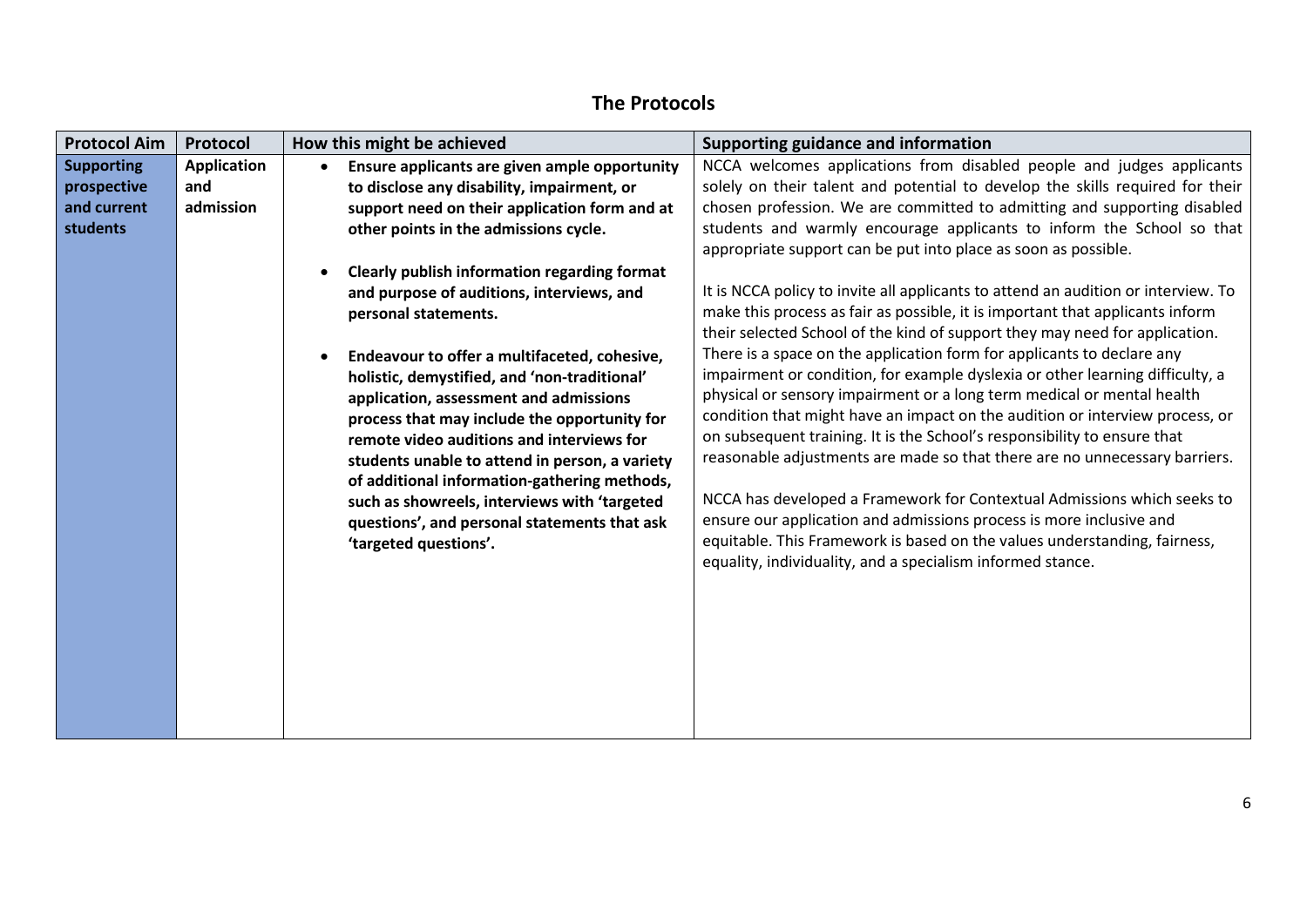## The Protocols

| Protocol Aim | Protocol | How this might be achieved | Supporting guidance and information |
|---|---|---|---|
| **Supporting prospective and current students** | **Application and admission** | • **Ensure applicants are given ample opportunity to disclose any disability, impairment, or support need on their application form and at other points in the admissions cycle.**<br><br>• **Clearly publish information regarding format and purpose of auditions, interviews, and personal statements.**<br><br>• **Endeavour to offer a multifaceted, cohesive, holistic, demystified, and 'non-traditional' application, assessment and admissions process that may include the opportunity for remote video auditions and interviews for students unable to attend in person, a variety of additional information-gathering methods, such as showreels, interviews with 'targeted questions', and personal statements that ask 'targeted questions'.** | NCCA welcomes applications from disabled people and judges applicants solely on their talent and potential to develop the skills required for their chosen profession. We are committed to admitting and supporting disabled students and warmly encourage applicants to inform the School so that appropriate support can be put into place as soon as possible.<br><br>It is NCCA policy to invite all applicants to attend an audition or interview. To make this process as fair as possible, it is important that applicants inform their selected School of the kind of support they may need for application. There is a space on the application form for applicants to declare any impairment or condition, for example dyslexia or other learning difficulty, a physical or sensory impairment or a long term medical or mental health condition that might have an impact on the audition or interview process, or on subsequent training. It is the School's responsibility to ensure that reasonable adjustments are made so that there are no unnecessary barriers.<br><br>NCCA has developed a Framework for Contextual Admissions which seeks to ensure our application and admissions process is more inclusive and equitable. This Framework is based on the values understanding, fairness, equality, individuality, and a specialism informed stance. |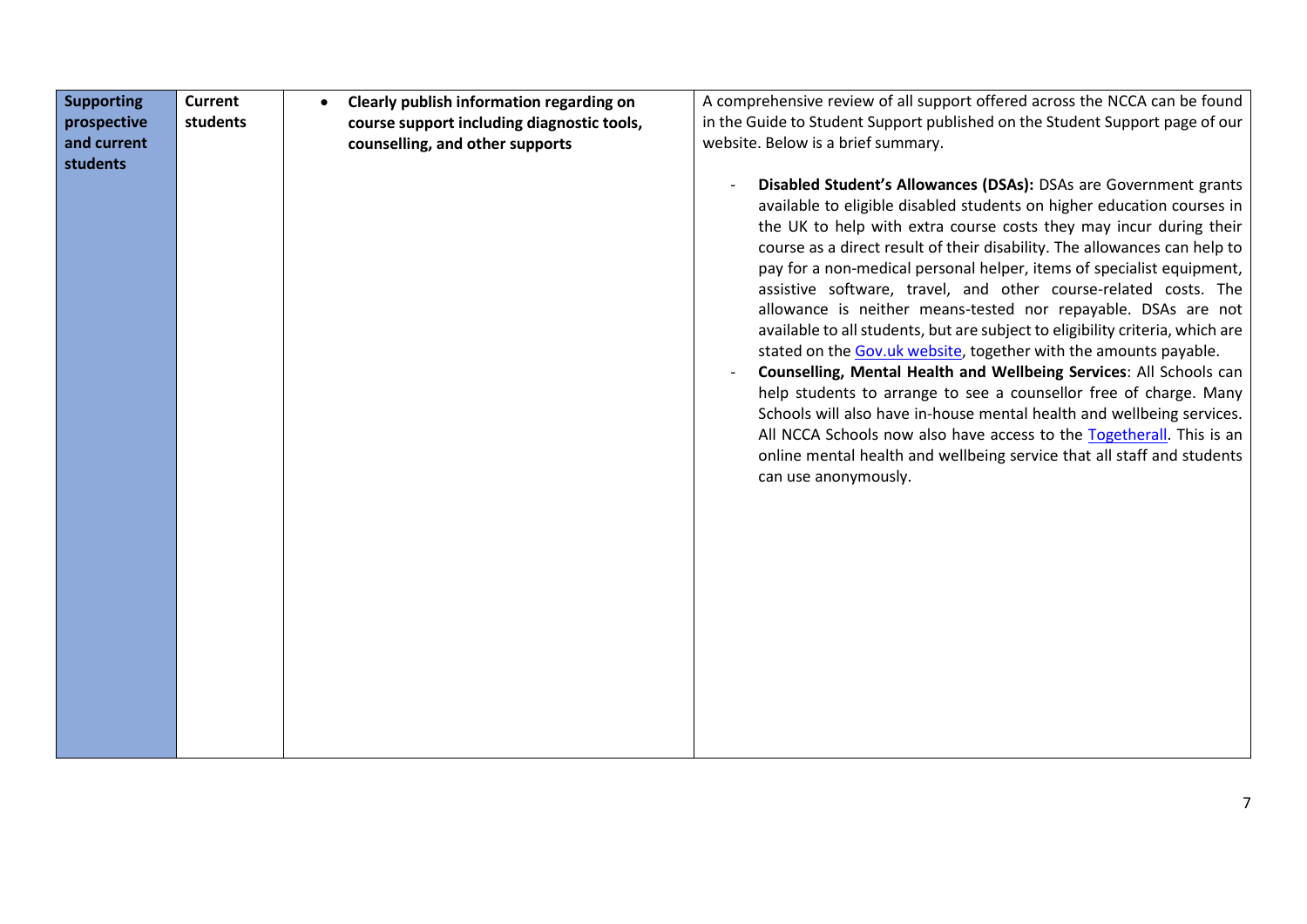| Supporting prospective and current students | Current students | • **Clearly publish information regarding on course support including diagnostic tools, counselling, and other supports** | A comprehensive review of all support offered across the NCCA can be found in the Guide to Student Support published on the Student Support page of our website. Below is a brief summary.<br><br>- **Disabled Student's Allowances (DSAs):** DSAs are Government grants available to eligible disabled students on higher education courses in the UK to help with extra course costs they may incur during their course as a direct result of their disability. The allowances can help to pay for a non-medical personal helper, items of specialist equipment, assistive software, travel, and other course-related costs. The allowance is neither means-tested nor repayable. DSAs are not available to all students, but are subject to eligibility criteria, which are stated on the Gov.uk website, together with the amounts payable.<br>- **Counselling, Mental Health and Wellbeing Services**: All Schools can help students to arrange to see a counsellor free of charge. Many Schools will also have in-house mental health and wellbeing services. All NCCA Schools now also have access to the Togetherall. This is an online mental health and wellbeing service that all staff and students can use anonymously. |
|---|---|---|---|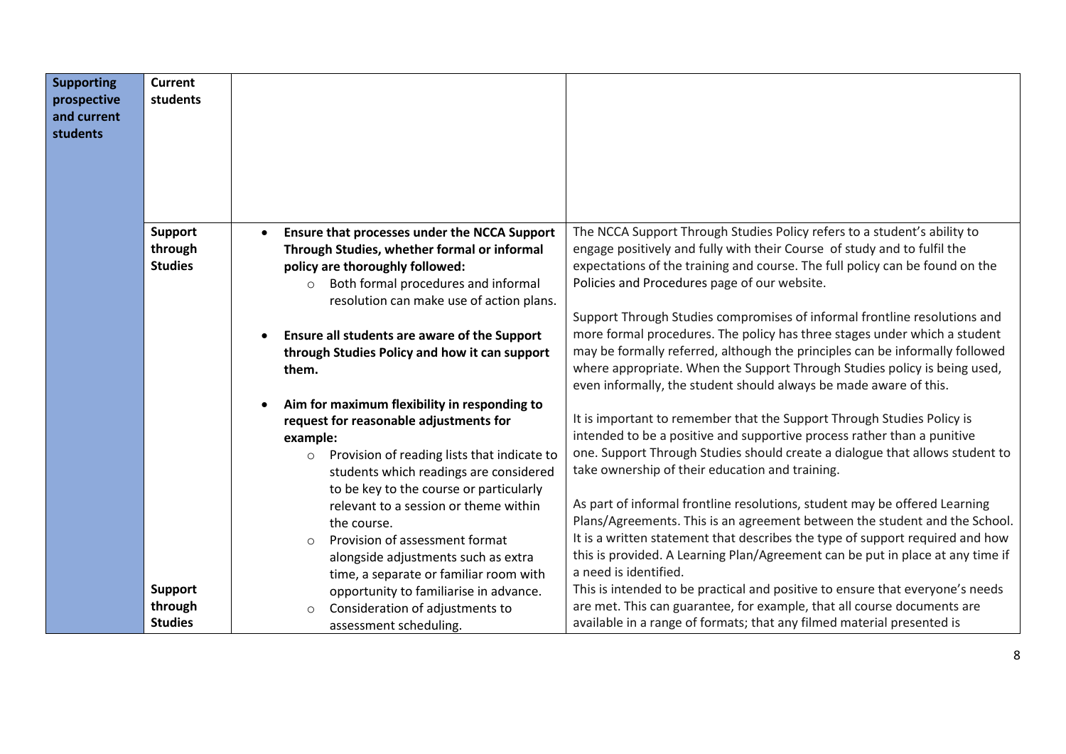| Supporting prospective and current students | Current students | | |
| --- | --- | --- | --- |
| | Support through Studies | <ul><li>**Ensure that processes under the NCCA Support Through Studies, whether formal or informal policy are thoroughly followed:**<ul><li>Both formal procedures and informal resolution can make use of action plans.</li></ul></li><li>**Ensure all students are aware of the Support through Studies Policy and how it can support them.**</li><li>**Aim for maximum flexibility in responding to request for reasonable adjustments for example:**<ul><li>Provision of reading lists that indicate to students which readings are considered to be key to the course or particularly relevant to a session or theme within the course.</li><li>Provision of assessment format alongside adjustments such as extra time, a separate or familiar room with opportunity to familiarise in advance.</li><li>Consideration of adjustments to assessment scheduling.</li></ul></li></ul> | The NCCA Support Through Studies Policy refers to a student's ability to engage positively and fully with their Course of study and to fulfil the expectations of the training and course. The full policy can be found on the Policies and Procedures page of our website.<br><br>Support Through Studies compromises of informal frontline resolutions and more formal procedures. The policy has three stages under which a student may be formally referred, although the principles can be informally followed where appropriate. When the Support Through Studies policy is being used, even informally, the student should always be made aware of this.<br><br>It is important to remember that the Support Through Studies Policy is intended to be a positive and supportive process rather than a punitive one. Support Through Studies should create a dialogue that allows student to take ownership of their education and training.<br><br>As part of informal frontline resolutions, student may be offered Learning Plans/Agreements. This is an agreement between the student and the School. It is a written statement that describes the type of support required and how this is provided. A Learning Plan/Agreement can be put in place at any time if a need is identified.<br>This is intended to be practical and positive to ensure that everyone's needs are met. This can guarantee, for example, that all course documents are available in a range of formats; that any filmed material presented is |
| | Support through Studies | | |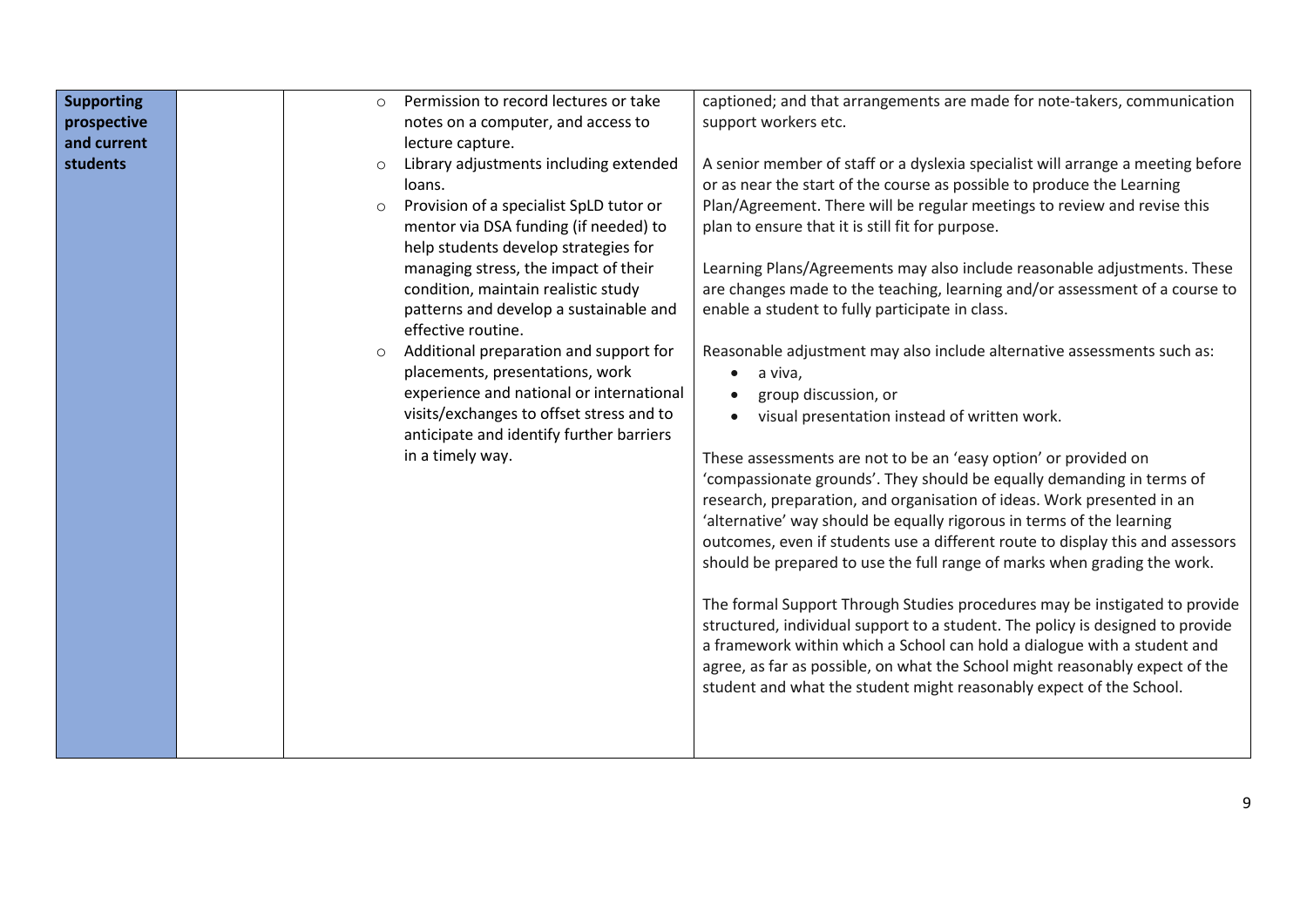| Supporting prospective and current students | | <ul><li>Permission to record lectures or take notes on a computer, and access to lecture capture.</li><li>Library adjustments including extended loans.</li><li>Provision of a specialist SpLD tutor or mentor via DSA funding (if needed) to help students develop strategies for managing stress, the impact of their condition, maintain realistic study patterns and develop a sustainable and effective routine.</li><li>Additional preparation and support for placements, presentations, work experience and national or international visits/exchanges to offset stress and to anticipate and identify further barriers in a timely way.</li></ul> | captioned; and that arrangements are made for note-takers, communication support workers etc.<br><br>A senior member of staff or a dyslexia specialist will arrange a meeting before or as near the start of the course as possible to produce the Learning Plan/Agreement. There will be regular meetings to review and revise this plan to ensure that it is still fit for purpose.<br><br>Learning Plans/Agreements may also include reasonable adjustments. These are changes made to the teaching, learning and/or assessment of a course to enable a student to fully participate in class.<br><br>Reasonable adjustment may also include alternative assessments such as:<ul><li>a viva,</li><li>group discussion, or</li><li>visual presentation instead of written work.</li></ul>These assessments are not to be an 'easy option' or provided on 'compassionate grounds'. They should be equally demanding in terms of research, preparation, and organisation of ideas. Work presented in an 'alternative' way should be equally rigorous in terms of the learning outcomes, even if students use a different route to display this and assessors should be prepared to use the full range of marks when grading the work.<br><br>The formal Support Through Studies procedures may be instigated to provide structured, individual support to a student. The policy is designed to provide a framework within which a School can hold a dialogue with a student and agree, as far as possible, on what the School might reasonably expect of the student and what the student might reasonably expect of the School. |
|---|---|---|---|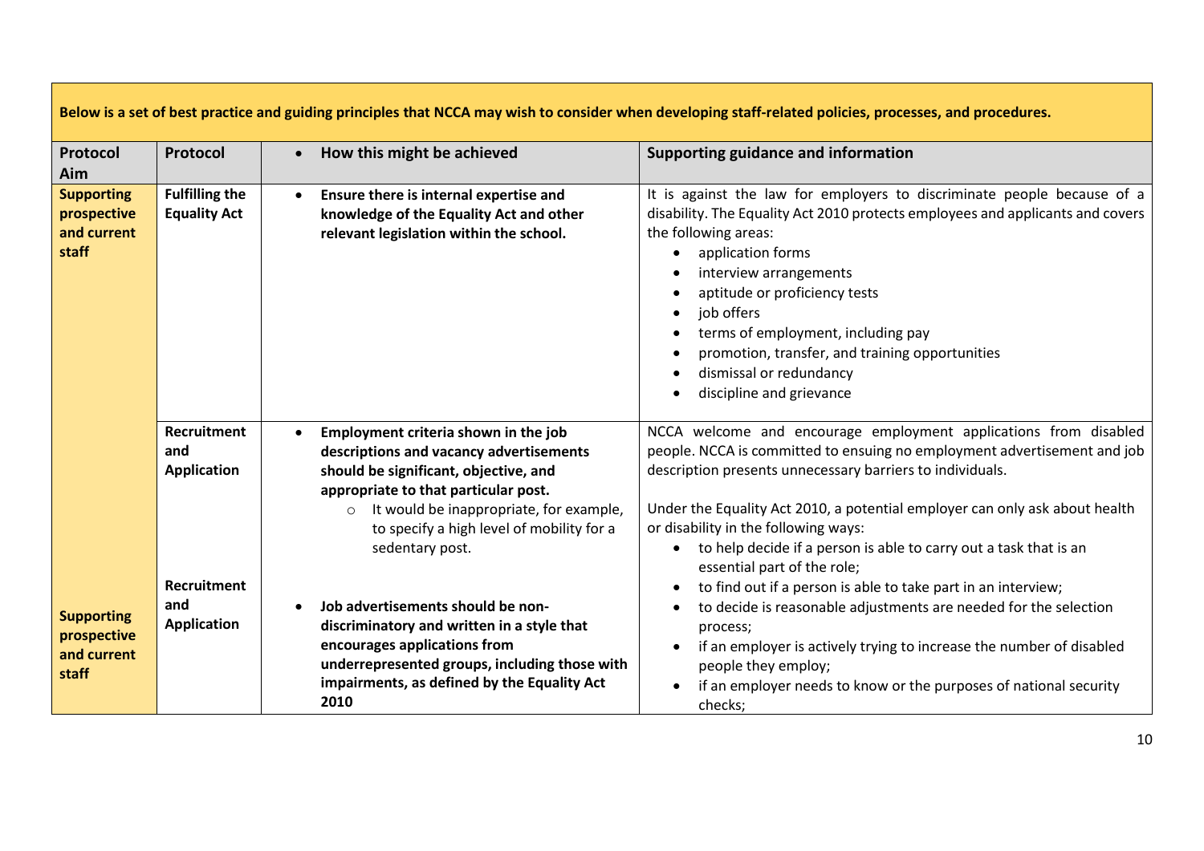**Below is a set of best practice and guiding principles that NCCA may wish to consider when developing staff-related policies, processes, and procedures.**

| Protocol Aim | Protocol | How this might be achieved | Supporting guidance and information |
|---|---|---|---|
| **Supporting prospective and current staff** | **Fulfilling the Equality Act** | • **Ensure there is internal expertise and knowledge of the Equality Act and other relevant legislation within the school.** | It is against the law for employers to discriminate people because of a disability. The Equality Act 2010 protects employees and applicants and covers the following areas:<br>• application forms<br>• interview arrangements<br>• aptitude or proficiency tests<br>• job offers<br>• terms of employment, including pay<br>• promotion, transfer, and training opportunities<br>• dismissal or redundancy<br>• discipline and grievance |
| | **Recruitment and Application** | • **Employment criteria shown in the job descriptions and vacancy advertisements should be significant, objective, and appropriate to that particular post.**<br>  ○ It would be inappropriate, for example, to specify a high level of mobility for a sedentary post. | NCCA welcome and encourage employment applications from disabled people. NCCA is committed to ensuing no employment advertisement and job description presents unnecessary barriers to individuals.<br><br>Under the Equality Act 2010, a potential employer can only ask about health or disability in the following ways:<br>• to help decide if a person is able to carry out a task that is an essential part of the role;<br>• to find out if a person is able to take part in an interview;<br>• to decide is reasonable adjustments are needed for the selection process;<br>• if an employer is actively trying to increase the number of disabled people they employ;<br>• if an employer needs to know or the purposes of national security checks; |
| **Supporting prospective and current staff** | **Recruitment and Application** | • **Job advertisements should be non-discriminatory and written in a style that encourages applications from underrepresented groups, including those with impairments, as defined by the Equality Act 2010** | |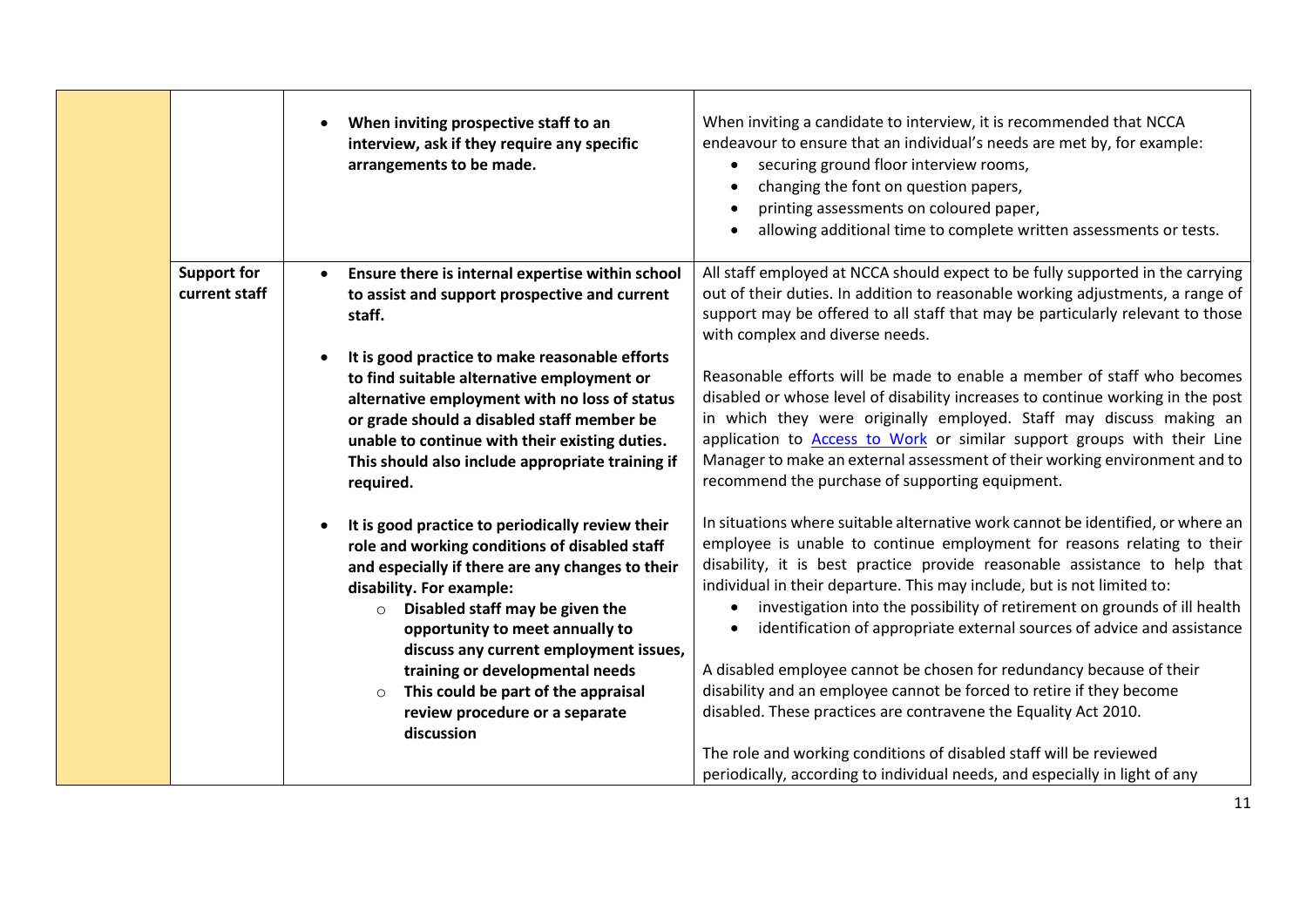| | | | |
|---|---|---|---|
| | | • **When inviting prospective staff to an interview, ask if they require any specific arrangements to be made.** | When inviting a candidate to interview, it is recommended that NCCA endeavour to ensure that an individual's needs are met by, for example:<br>• securing ground floor interview rooms,<br>• changing the font on question papers,<br>• printing assessments on coloured paper,<br>• allowing additional time to complete written assessments or tests. |
| | **Support for current staff** | • **Ensure there is internal expertise within school to assist and support prospective and current staff.**<br><br>• **It is good practice to make reasonable efforts to find suitable alternative employment or alternative employment with no loss of status or grade should a disabled staff member be unable to continue with their existing duties. This should also include appropriate training if required.**<br><br>• **It is good practice to periodically review their role and working conditions of disabled staff and especially if there are any changes to their disability. For example:**<br>  ○ **Disabled staff may be given the opportunity to meet annually to discuss any current employment issues, training or developmental needs**<br>  ○ **This could be part of the appraisal review procedure or a separate discussion** | All staff employed at NCCA should expect to be fully supported in the carrying out of their duties. In addition to reasonable working adjustments, a range of support may be offered to all staff that may be particularly relevant to those with complex and diverse needs.<br><br>Reasonable efforts will be made to enable a member of staff who becomes disabled or whose level of disability increases to continue working in the post in which they were originally employed. Staff may discuss making an application to [Access to Work] or similar support groups with their Line Manager to make an external assessment of their working environment and to recommend the purchase of supporting equipment.<br><br>In situations where suitable alternative work cannot be identified, or where an employee is unable to continue employment for reasons relating to their disability, it is best practice provide reasonable assistance to help that individual in their departure. This may include, but is not limited to:<br>• investigation into the possibility of retirement on grounds of ill health<br>• identification of appropriate external sources of advice and assistance<br><br>A disabled employee cannot be chosen for redundancy because of their disability and an employee cannot be forced to retire if they become disabled. These practices are contravene the Equality Act 2010.<br><br>The role and working conditions of disabled staff will be reviewed periodically, according to individual needs, and especially in light of any |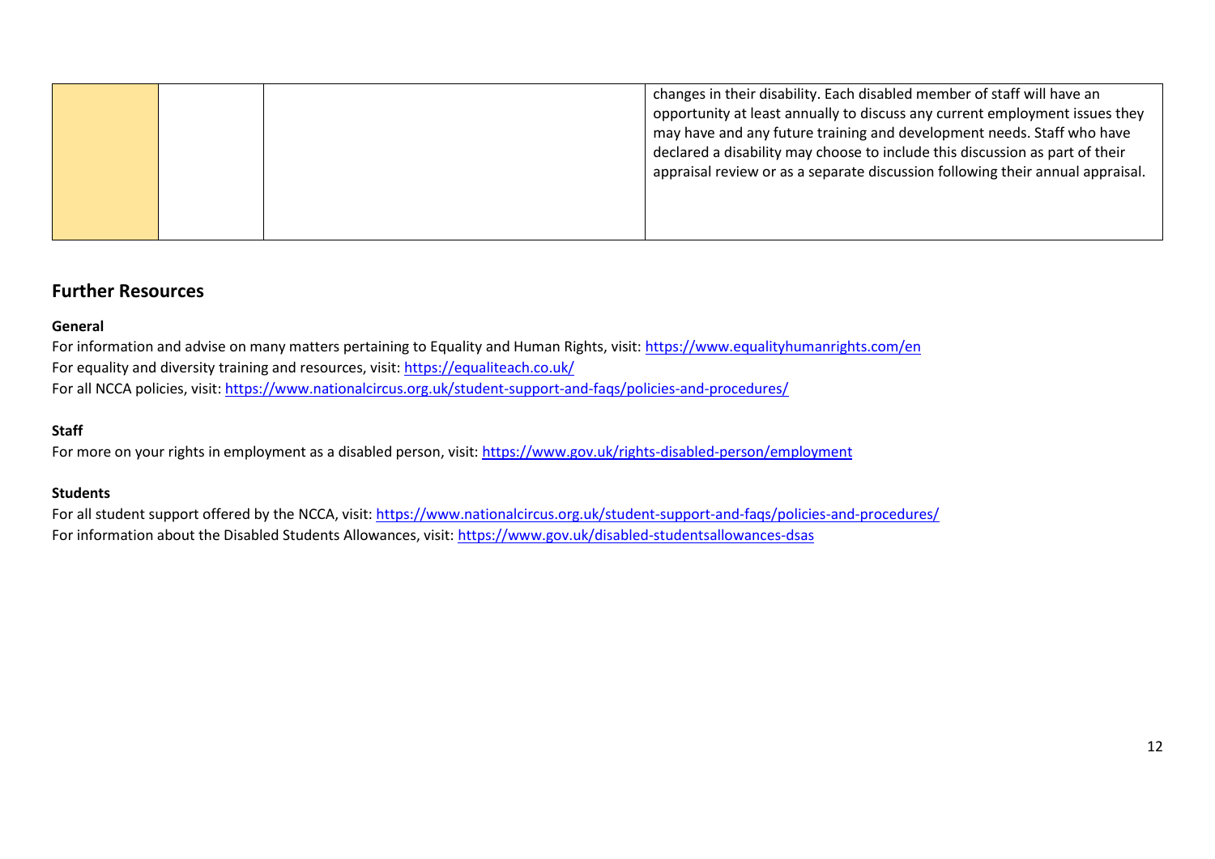| | | | |
|---|---|---|---|
| | | | changes in their disability. Each disabled member of staff will have an opportunity at least annually to discuss any current employment issues they may have and any future training and development needs. Staff who have declared a disability may choose to include this discussion as part of their appraisal review or as a separate discussion following their annual appraisal. |

## Further Resources

**General**

For information and advise on many matters pertaining to Equality and Human Rights, visit: https://www.equalityhumanrights.com/en
For equality and diversity training and resources, visit: https://equaliteach.co.uk/
For all NCCA policies, visit: https://www.nationalcircus.org.uk/student-support-and-faqs/policies-and-procedures/

**Staff**

For more on your rights in employment as a disabled person, visit: https://www.gov.uk/rights-disabled-person/employment

**Students**

For all student support offered by the NCCA, visit: https://www.nationalcircus.org.uk/student-support-and-faqs/policies-and-procedures/
For information about the Disabled Students Allowances, visit: https://www.gov.uk/disabled-studentsallowances-dsas